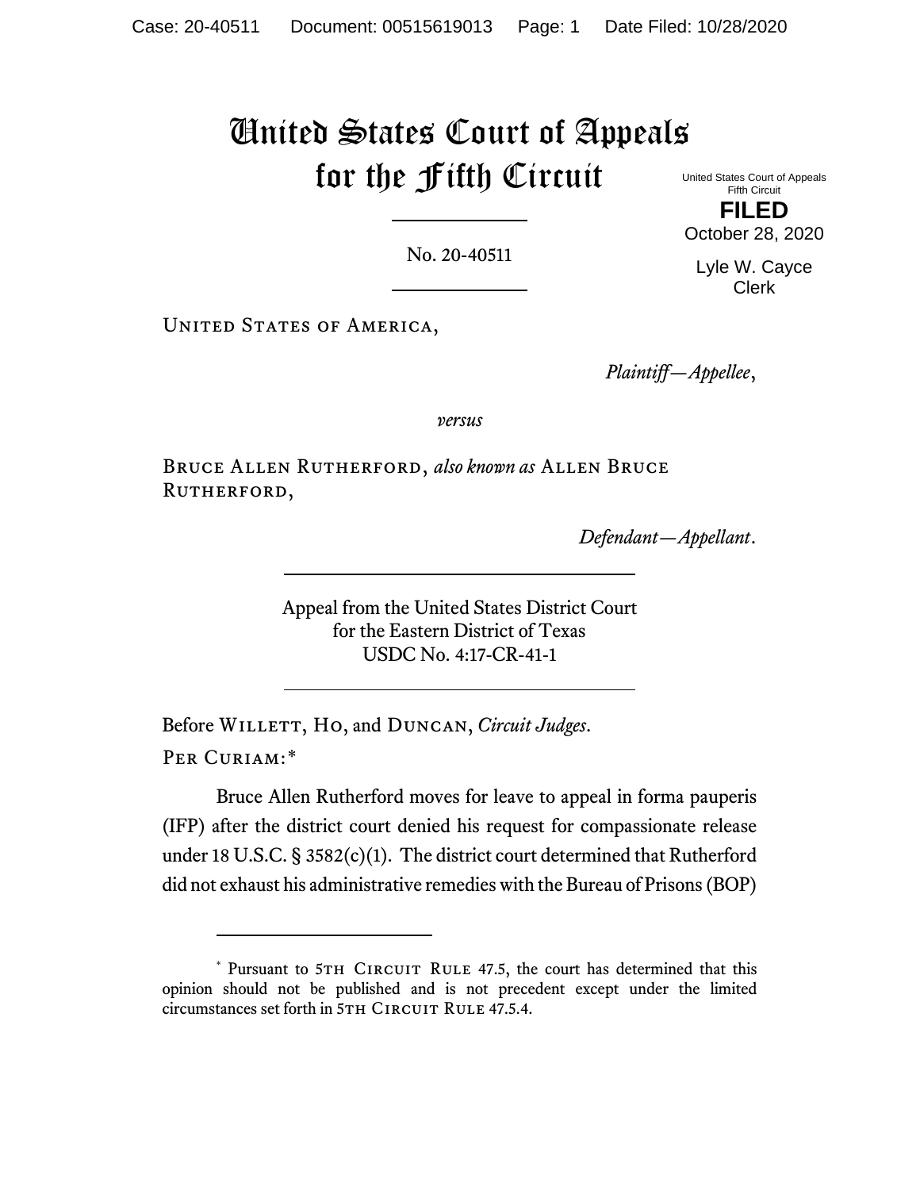# United States Court of Appeals for the Fifth Circuit

United States Court of Appeals
Fifth Circuit

**FILED**

October 28, 2020

Lyle W. Cayce
Clerk

No. 20-40511

United States of America,

*Plaintiff—Appellee*,

*versus*

Bruce Allen Rutherford, *also known as* Allen Bruce Rutherford,

*Defendant—Appellant*.

Appeal from the United States District Court
for the Eastern District of Texas
USDC No. 4:17-CR-41-1

Before Willett, Ho, and Duncan, *Circuit Judges*.

Per Curiam:*

Bruce Allen Rutherford moves for leave to appeal in forma pauperis (IFP) after the district court denied his request for compassionate release under 18 U.S.C. § 3582(c)(1). The district court determined that Rutherford did not exhaust his administrative remedies with the Bureau of Prisons (BOP)

---

\* Pursuant to 5th Circuit Rule 47.5, the court has determined that this opinion should not be published and is not precedent except under the limited circumstances set forth in 5th Circuit Rule 47.5.4.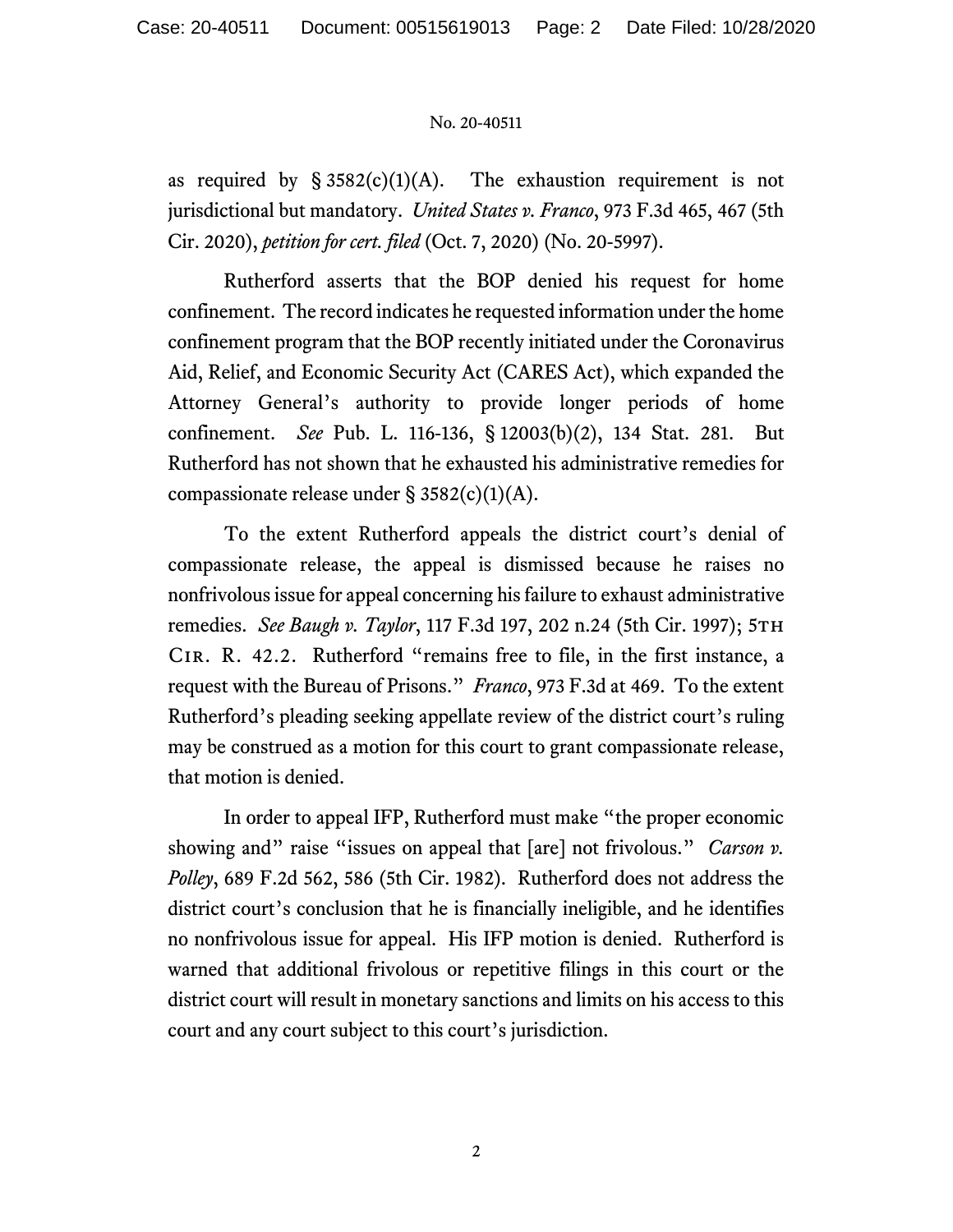as required by § 3582(c)(1)(A). The exhaustion requirement is not jurisdictional but mandatory. *United States v. Franco*, 973 F.3d 465, 467 (5th Cir. 2020), *petition for cert. filed* (Oct. 7, 2020) (No. 20-5997).

Rutherford asserts that the BOP denied his request for home confinement. The record indicates he requested information under the home confinement program that the BOP recently initiated under the Coronavirus Aid, Relief, and Economic Security Act (CARES Act), which expanded the Attorney General's authority to provide longer periods of home confinement. *See* Pub. L. 116-136, § 12003(b)(2), 134 Stat. 281. But Rutherford has not shown that he exhausted his administrative remedies for compassionate release under § 3582(c)(1)(A).

To the extent Rutherford appeals the district court's denial of compassionate release, the appeal is dismissed because he raises no nonfrivolous issue for appeal concerning his failure to exhaust administrative remedies. *See Baugh v. Taylor*, 117 F.3d 197, 202 n.24 (5th Cir. 1997); 5TH CIR. R. 42.2. Rutherford "remains free to file, in the first instance, a request with the Bureau of Prisons." *Franco*, 973 F.3d at 469. To the extent Rutherford's pleading seeking appellate review of the district court's ruling may be construed as a motion for this court to grant compassionate release, that motion is denied.

In order to appeal IFP, Rutherford must make "the proper economic showing and" raise "issues on appeal that [are] not frivolous." *Carson v. Polley*, 689 F.2d 562, 586 (5th Cir. 1982). Rutherford does not address the district court's conclusion that he is financially ineligible, and he identifies no nonfrivolous issue for appeal. His IFP motion is denied. Rutherford is warned that additional frivolous or repetitive filings in this court or the district court will result in monetary sanctions and limits on his access to this court and any court subject to this court's jurisdiction.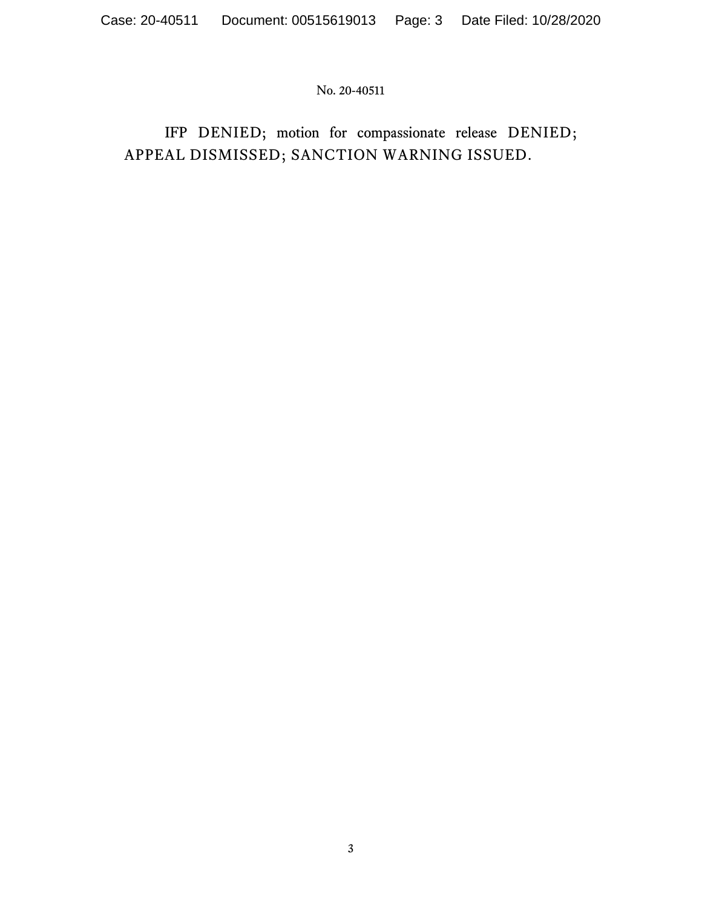IFP DENIED; motion for compassionate release DENIED; APPEAL DISMISSED; SANCTION WARNING ISSUED.